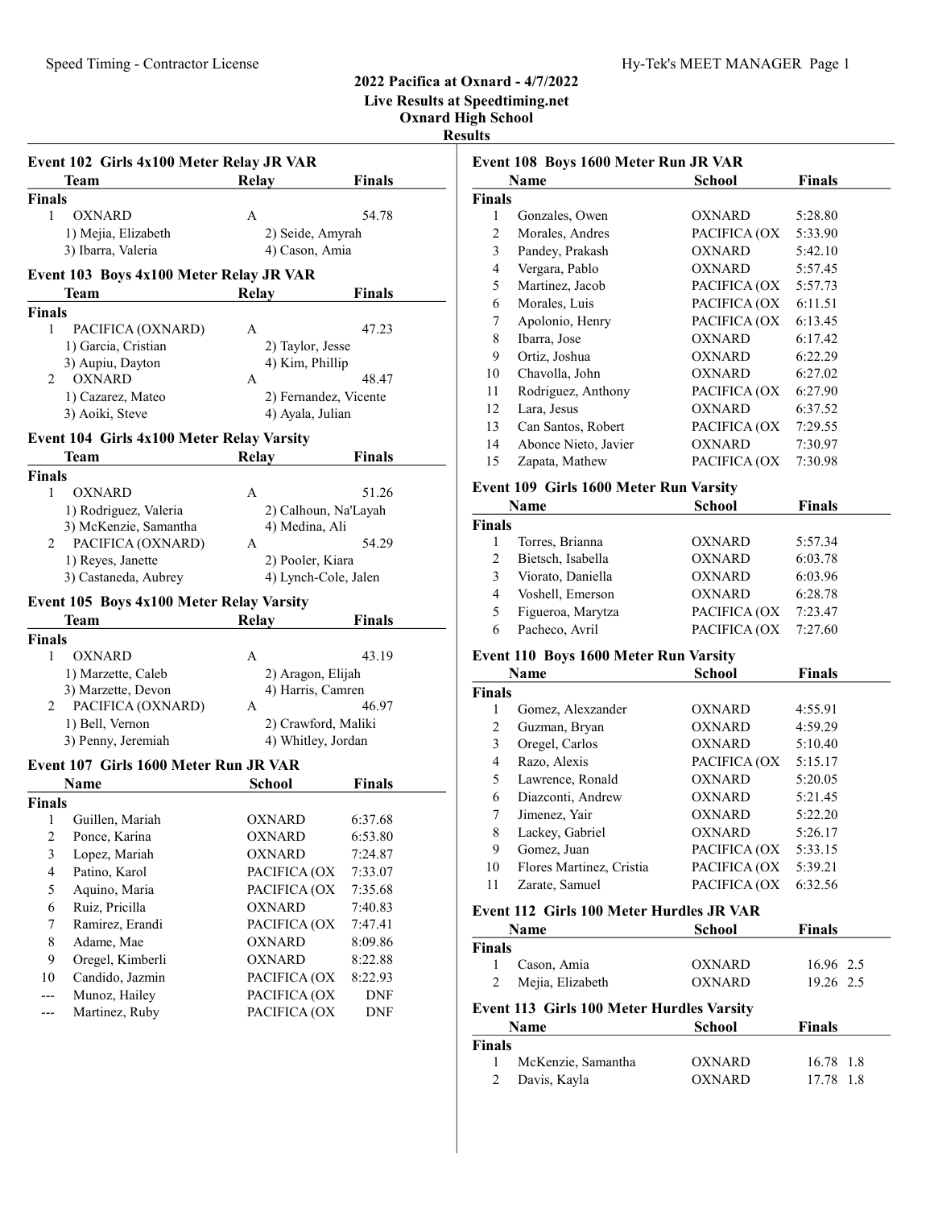# 2022 Pacifica at Oxnard - 4/7/2022

**Live Results at Speedtiming.net**

**Oxnard High School**

**Results**

### Event 102 Girls 4x100 Meter Relay JR VAR

| | Team | Relay | Finals |
|---|---|---|---|
| **Finals** | | | |
| 1 | OXNARD | A | 54.78 |
| | 1) Mejia, Elizabeth | 2) Seide, Amyrah | |
| | 3) Ibarra, Valeria | 4) Cason, Amia | |

### Event 103 Boys 4x100 Meter Relay JR VAR

| | Team | Relay | Finals |
|---|---|---|---|
| **Finals** | | | |
| 1 | PACIFICA (OXNARD) | A | 47.23 |
| | 1) Garcia, Cristian | 2) Taylor, Jesse | |
| | 3) Aupiu, Dayton | 4) Kim, Phillip | |
| 2 | OXNARD | A | 48.47 |
| | 1) Cazarez, Mateo | 2) Fernandez, Vicente | |
| | 3) Aoiki, Steve | 4) Ayala, Julian | |

### Event 104 Girls 4x100 Meter Relay Varsity

| | Team | Relay | Finals |
|---|---|---|---|
| **Finals** | | | |
| 1 | OXNARD | A | 51.26 |
| | 1) Rodriguez, Valeria | 2) Calhoun, Na'Layah | |
| | 3) McKenzie, Samantha | 4) Medina, Ali | |
| 2 | PACIFICA (OXNARD) | A | 54.29 |
| | 1) Reyes, Janette | 2) Pooler, Kiara | |
| | 3) Castaneda, Aubrey | 4) Lynch-Cole, Jalen | |

### Event 105 Boys 4x100 Meter Relay Varsity

| | Team | Relay | Finals |
|---|---|---|---|
| **Finals** | | | |
| 1 | OXNARD | A | 43.19 |
| | 1) Marzette, Caleb | 2) Aragon, Elijah | |
| | 3) Marzette, Devon | 4) Harris, Camren | |
| 2 | PACIFICA (OXNARD) | A | 46.97 |
| | 1) Bell, Vernon | 2) Crawford, Maliki | |
| | 3) Penny, Jeremiah | 4) Whitley, Jordan | |

### Event 107 Girls 1600 Meter Run JR VAR

| | Name | School | Finals |
|---|---|---|---|
| **Finals** | | | |
| 1 | Guillen, Mariah | OXNARD | 6:37.68 |
| 2 | Ponce, Karina | OXNARD | 6:53.80 |
| 3 | Lopez, Mariah | OXNARD | 7:24.87 |
| 4 | Patino, Karol | PACIFICA (OX | 7:33.07 |
| 5 | Aquino, Maria | PACIFICA (OX | 7:35.68 |
| 6 | Ruiz, Pricilla | OXNARD | 7:40.83 |
| 7 | Ramirez, Erandi | PACIFICA (OX | 7:47.41 |
| 8 | Adame, Mae | OXNARD | 8:09.86 |
| 9 | Oregel, Kimberli | OXNARD | 8:22.88 |
| 10 | Candido, Jazmin | PACIFICA (OX | 8:22.93 |
| --- | Munoz, Hailey | PACIFICA (OX | DNF |
| --- | Martinez, Ruby | PACIFICA (OX | DNF |

### Event 108 Boys 1600 Meter Run JR VAR

| | Name | School | Finals |
|---|---|---|---|
| **Finals** | | | |
| 1 | Gonzales, Owen | OXNARD | 5:28.80 |
| 2 | Morales, Andres | PACIFICA (OX | 5:33.90 |
| 3 | Pandey, Prakash | OXNARD | 5:42.10 |
| 4 | Vergara, Pablo | OXNARD | 5:57.45 |
| 5 | Martinez, Jacob | PACIFICA (OX | 5:57.73 |
| 6 | Morales, Luis | PACIFICA (OX | 6:11.51 |
| 7 | Apolonio, Henry | PACIFICA (OX | 6:13.45 |
| 8 | Ibarra, Jose | OXNARD | 6:17.42 |
| 9 | Ortiz, Joshua | OXNARD | 6:22.29 |
| 10 | Chavolla, John | OXNARD | 6:27.02 |
| 11 | Rodriguez, Anthony | PACIFICA (OX | 6:27.90 |
| 12 | Lara, Jesus | OXNARD | 6:37.52 |
| 13 | Can Santos, Robert | PACIFICA (OX | 7:29.55 |
| 14 | Abonce Nieto, Javier | OXNARD | 7:30.97 |
| 15 | Zapata, Mathew | PACIFICA (OX | 7:30.98 |

### Event 109 Girls 1600 Meter Run Varsity

| | Name | School | Finals |
|---|---|---|---|
| **Finals** | | | |
| 1 | Torres, Brianna | OXNARD | 5:57.34 |
| 2 | Bietsch, Isabella | OXNARD | 6:03.78 |
| 3 | Viorato, Daniella | OXNARD | 6:03.96 |
| 4 | Voshell, Emerson | OXNARD | 6:28.78 |
| 5 | Figueroa, Marytza | PACIFICA (OX | 7:23.47 |
| 6 | Pacheco, Avril | PACIFICA (OX | 7:27.60 |

### Event 110 Boys 1600 Meter Run Varsity

| | Name | School | Finals |
|---|---|---|---|
| **Finals** | | | |
| 1 | Gomez, Alexzander | OXNARD | 4:55.91 |
| 2 | Guzman, Bryan | OXNARD | 4:59.29 |
| 3 | Oregel, Carlos | OXNARD | 5:10.40 |
| 4 | Razo, Alexis | PACIFICA (OX | 5:15.17 |
| 5 | Lawrence, Ronald | OXNARD | 5:20.05 |
| 6 | Diazconti, Andrew | OXNARD | 5:21.45 |
| 7 | Jimenez, Yair | OXNARD | 5:22.20 |
| 8 | Lackey, Gabriel | OXNARD | 5:26.17 |
| 9 | Gomez, Juan | PACIFICA (OX | 5:33.15 |
| 10 | Flores Martinez, Cristia | PACIFICA (OX | 5:39.21 |
| 11 | Zarate, Samuel | PACIFICA (OX | 6:32.56 |

### Event 112 Girls 100 Meter Hurdles JR VAR

| | Name | School | Finals | |
|---|---|---|---|---|
| **Finals** | | | | |
| 1 | Cason, Amia | OXNARD | 16.96 | 2.5 |
| 2 | Mejia, Elizabeth | OXNARD | 19.26 | 2.5 |

### Event 113 Girls 100 Meter Hurdles Varsity

| | Name | School | Finals | |
|---|---|---|---|---|
| **Finals** | | | | |
| 1 | McKenzie, Samantha | OXNARD | 16.78 | 1.8 |
| 2 | Davis, Kayla | OXNARD | 17.78 | 1.8 |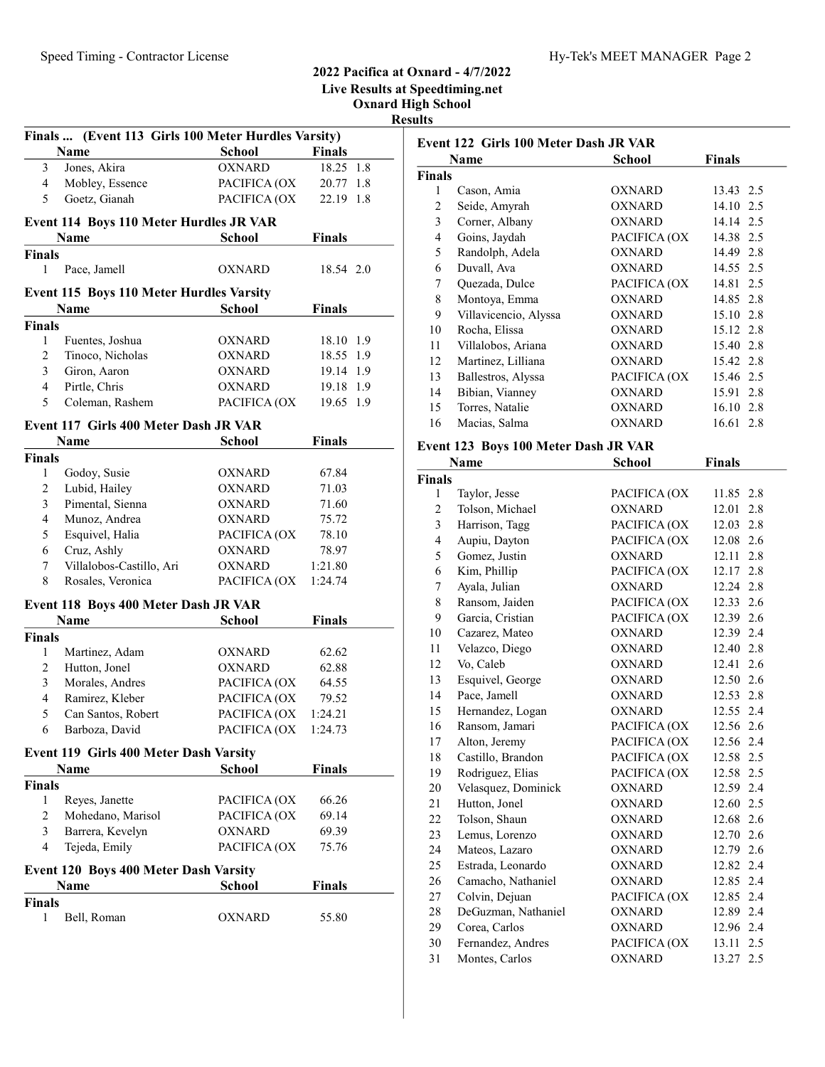## 2022 Pacifica at Oxnard - 4/7/2022

**Live Results at Speedtiming.net**

**Oxnard High School**

**Results**

### Finals ... (Event 113 Girls 100 Meter Hurdles Varsity)

| | Name | School | Finals | |
|---|---|---|---|---|
| 3 | Jones, Akira | OXNARD | 18.25 | 1.8 |
| 4 | Mobley, Essence | PACIFICA (OX | 20.77 | 1.8 |
| 5 | Goetz, Gianah | PACIFICA (OX | 22.19 | 1.8 |

### Event 114 Boys 110 Meter Hurdles JR VAR

| | Name | School | Finals | |
|---|---|---|---|---|
| **Finals** | | | | |
| 1 | Pace, Jamell | OXNARD | 18.54 | 2.0 |

### Event 115 Boys 110 Meter Hurdles Varsity

| | Name | School | Finals | |
|---|---|---|---|---|
| **Finals** | | | | |
| 1 | Fuentes, Joshua | OXNARD | 18.10 | 1.9 |
| 2 | Tinoco, Nicholas | OXNARD | 18.55 | 1.9 |
| 3 | Giron, Aaron | OXNARD | 19.14 | 1.9 |
| 4 | Pirtle, Chris | OXNARD | 19.18 | 1.9 |
| 5 | Coleman, Rashem | PACIFICA (OX | 19.65 | 1.9 |

### Event 117 Girls 400 Meter Dash JR VAR

| | Name | School | Finals |
|---|---|---|---|
| **Finals** | | | |
| 1 | Godoy, Susie | OXNARD | 67.84 |
| 2 | Lubid, Hailey | OXNARD | 71.03 |
| 3 | Pimental, Sienna | OXNARD | 71.60 |
| 4 | Munoz, Andrea | OXNARD | 75.72 |
| 5 | Esquivel, Halia | PACIFICA (OX | 78.10 |
| 6 | Cruz, Ashly | OXNARD | 78.97 |
| 7 | Villalobos-Castillo, Ari | OXNARD | 1:21.80 |
| 8 | Rosales, Veronica | PACIFICA (OX | 1:24.74 |

### Event 118 Boys 400 Meter Dash JR VAR

| | Name | School | Finals |
|---|---|---|---|
| **Finals** | | | |
| 1 | Martinez, Adam | OXNARD | 62.62 |
| 2 | Hutton, Jonel | OXNARD | 62.88 |
| 3 | Morales, Andres | PACIFICA (OX | 64.55 |
| 4 | Ramirez, Kleber | PACIFICA (OX | 79.52 |
| 5 | Can Santos, Robert | PACIFICA (OX | 1:24.21 |
| 6 | Barboza, David | PACIFICA (OX | 1:24.73 |

### Event 119 Girls 400 Meter Dash Varsity

| | Name | School | Finals |
|---|---|---|---|
| **Finals** | | | |
| 1 | Reyes, Janette | PACIFICA (OX | 66.26 |
| 2 | Mohedano, Marisol | PACIFICA (OX | 69.14 |
| 3 | Barrera, Kevelyn | OXNARD | 69.39 |
| 4 | Tejeda, Emily | PACIFICA (OX | 75.76 |

### Event 120 Boys 400 Meter Dash Varsity

| | Name | School | Finals |
|---|---|---|---|
| **Finals** | | | |
| 1 | Bell, Roman | OXNARD | 55.80 |

### Event 122 Girls 100 Meter Dash JR VAR

| | Name | School | Finals | |
|---|---|---|---|---|
| **Finals** | | | | |
| 1 | Cason, Amia | OXNARD | 13.43 | 2.5 |
| 2 | Seide, Amyrah | OXNARD | 14.10 | 2.5 |
| 3 | Corner, Albany | OXNARD | 14.14 | 2.5 |
| 4 | Goins, Jaydah | PACIFICA (OX | 14.38 | 2.5 |
| 5 | Randolph, Adela | OXNARD | 14.49 | 2.8 |
| 6 | Duvall, Ava | OXNARD | 14.55 | 2.5 |
| 7 | Quezada, Dulce | PACIFICA (OX | 14.81 | 2.5 |
| 8 | Montoya, Emma | OXNARD | 14.85 | 2.8 |
| 9 | Villavicencio, Alyssa | OXNARD | 15.10 | 2.8 |
| 10 | Rocha, Elissa | OXNARD | 15.12 | 2.8 |
| 11 | Villalobos, Ariana | OXNARD | 15.40 | 2.8 |
| 12 | Martinez, Lilliana | OXNARD | 15.42 | 2.8 |
| 13 | Ballestros, Alyssa | PACIFICA (OX | 15.46 | 2.5 |
| 14 | Bibian, Vianney | OXNARD | 15.91 | 2.8 |
| 15 | Torres, Natalie | OXNARD | 16.10 | 2.8 |
| 16 | Macias, Salma | OXNARD | 16.61 | 2.8 |

### Event 123 Boys 100 Meter Dash JR VAR

| | Name | School | Finals | |
|---|---|---|---|---|
| **Finals** | | | | |
| 1 | Taylor, Jesse | PACIFICA (OX | 11.85 | 2.8 |
| 2 | Tolson, Michael | OXNARD | 12.01 | 2.8 |
| 3 | Harrison, Tagg | PACIFICA (OX | 12.03 | 2.8 |
| 4 | Aupiu, Dayton | PACIFICA (OX | 12.08 | 2.6 |
| 5 | Gomez, Justin | OXNARD | 12.11 | 2.8 |
| 6 | Kim, Phillip | PACIFICA (OX | 12.17 | 2.8 |
| 7 | Ayala, Julian | OXNARD | 12.24 | 2.8 |
| 8 | Ransom, Jaiden | PACIFICA (OX | 12.33 | 2.6 |
| 9 | Garcia, Cristian | PACIFICA (OX | 12.39 | 2.6 |
| 10 | Cazarez, Mateo | OXNARD | 12.39 | 2.4 |
| 11 | Velazco, Diego | OXNARD | 12.40 | 2.8 |
| 12 | Vo, Caleb | OXNARD | 12.41 | 2.6 |
| 13 | Esquivel, George | OXNARD | 12.50 | 2.6 |
| 14 | Pace, Jamell | OXNARD | 12.53 | 2.8 |
| 15 | Hernandez, Logan | OXNARD | 12.55 | 2.4 |
| 16 | Ransom, Jamari | PACIFICA (OX | 12.56 | 2.6 |
| 17 | Alton, Jeremy | PACIFICA (OX | 12.56 | 2.4 |
| 18 | Castillo, Brandon | PACIFICA (OX | 12.58 | 2.5 |
| 19 | Rodriguez, Elias | PACIFICA (OX | 12.58 | 2.5 |
| 20 | Velasquez, Dominick | OXNARD | 12.59 | 2.4 |
| 21 | Hutton, Jonel | OXNARD | 12.60 | 2.5 |
| 22 | Tolson, Shaun | OXNARD | 12.68 | 2.6 |
| 23 | Lemus, Lorenzo | OXNARD | 12.70 | 2.6 |
| 24 | Mateos, Lazaro | OXNARD | 12.79 | 2.6 |
| 25 | Estrada, Leonardo | OXNARD | 12.82 | 2.4 |
| 26 | Camacho, Nathaniel | OXNARD | 12.85 | 2.4 |
| 27 | Colvin, Dejuan | PACIFICA (OX | 12.85 | 2.4 |
| 28 | DeGuzman, Nathaniel | OXNARD | 12.89 | 2.4 |
| 29 | Corea, Carlos | OXNARD | 12.96 | 2.4 |
| 30 | Fernandez, Andres | PACIFICA (OX | 13.11 | 2.5 |
| 31 | Montes, Carlos | OXNARD | 13.27 | 2.5 |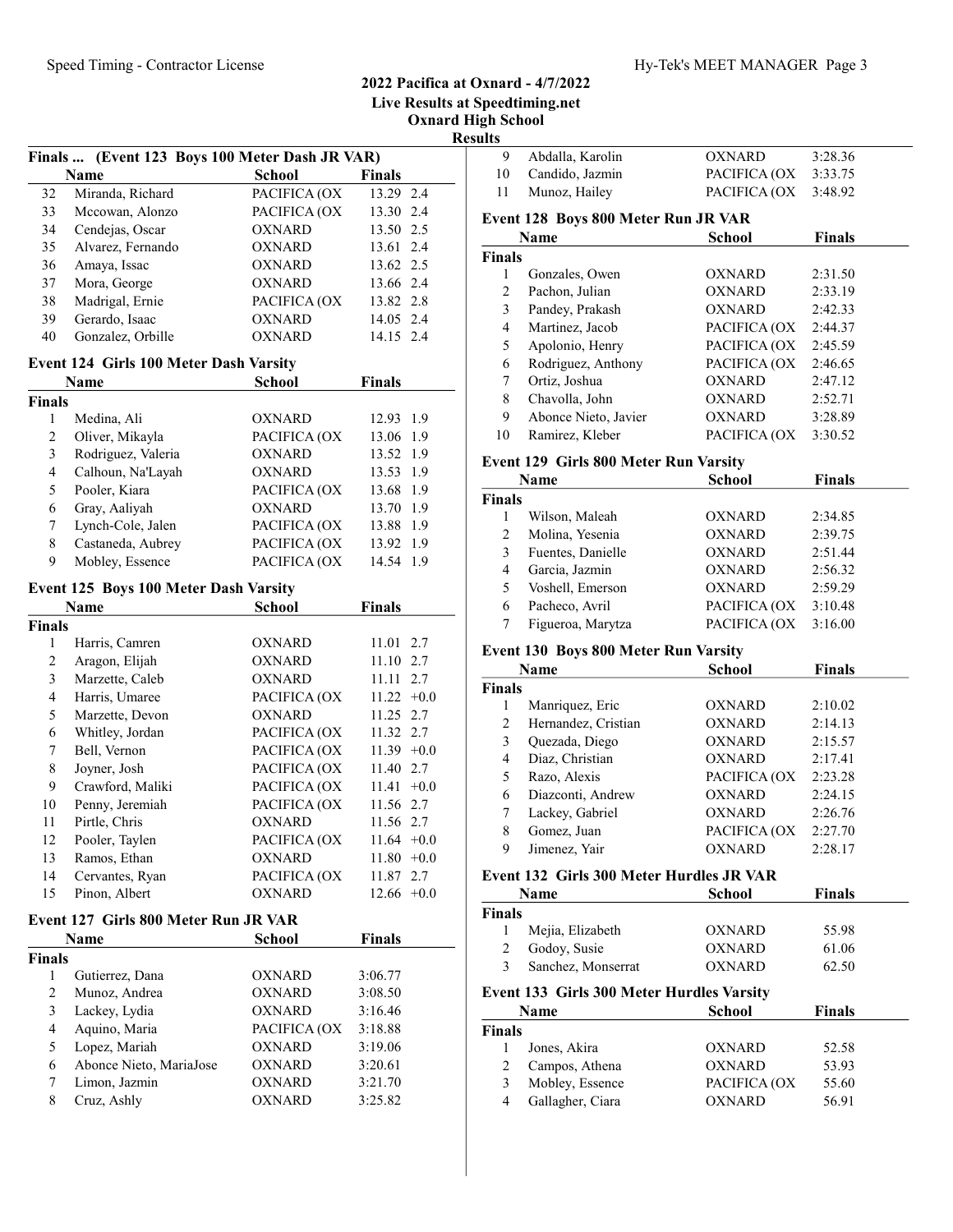# 2022 Pacifica at Oxnard - 4/7/2022

**Live Results at Speedtiming.net**

**Oxnard High School**

**Results**

### Finals ... (Event 123 Boys 100 Meter Dash JR VAR)

| | Name | School | Finals | |
|---|---|---|---|---|
| 32 | Miranda, Richard | PACIFICA (OX | 13.29 | 2.4 |
| 33 | Mccowan, Alonzo | PACIFICA (OX | 13.30 | 2.4 |
| 34 | Cendejas, Oscar | OXNARD | 13.50 | 2.5 |
| 35 | Alvarez, Fernando | OXNARD | 13.61 | 2.4 |
| 36 | Amaya, Issac | OXNARD | 13.62 | 2.5 |
| 37 | Mora, George | OXNARD | 13.66 | 2.4 |
| 38 | Madrigal, Ernie | PACIFICA (OX | 13.82 | 2.8 |
| 39 | Gerardo, Isaac | OXNARD | 14.05 | 2.4 |
| 40 | Gonzalez, Orbille | OXNARD | 14.15 | 2.4 |

### Event 124 Girls 100 Meter Dash Varsity

| | Name | School | Finals | |
|---|---|---|---|---|
| **Finals** | | | | |
| 1 | Medina, Ali | OXNARD | 12.93 | 1.9 |
| 2 | Oliver, Mikayla | PACIFICA (OX | 13.06 | 1.9 |
| 3 | Rodriguez, Valeria | OXNARD | 13.52 | 1.9 |
| 4 | Calhoun, Na'Layah | OXNARD | 13.53 | 1.9 |
| 5 | Pooler, Kiara | PACIFICA (OX | 13.68 | 1.9 |
| 6 | Gray, Aaliyah | OXNARD | 13.70 | 1.9 |
| 7 | Lynch-Cole, Jalen | PACIFICA (OX | 13.88 | 1.9 |
| 8 | Castaneda, Aubrey | PACIFICA (OX | 13.92 | 1.9 |
| 9 | Mobley, Essence | PACIFICA (OX | 14.54 | 1.9 |

### Event 125 Boys 100 Meter Dash Varsity

| | Name | School | Finals | |
|---|---|---|---|---|
| **Finals** | | | | |
| 1 | Harris, Camren | OXNARD | 11.01 | 2.7 |
| 2 | Aragon, Elijah | OXNARD | 11.10 | 2.7 |
| 3 | Marzette, Caleb | OXNARD | 11.11 | 2.7 |
| 4 | Harris, Umaree | PACIFICA (OX | 11.22 | +0.0 |
| 5 | Marzette, Devon | OXNARD | 11.25 | 2.7 |
| 6 | Whitley, Jordan | PACIFICA (OX | 11.32 | 2.7 |
| 7 | Bell, Vernon | PACIFICA (OX | 11.39 | +0.0 |
| 8 | Joyner, Josh | PACIFICA (OX | 11.40 | 2.7 |
| 9 | Crawford, Maliki | PACIFICA (OX | 11.41 | +0.0 |
| 10 | Penny, Jeremiah | PACIFICA (OX | 11.56 | 2.7 |
| 11 | Pirtle, Chris | OXNARD | 11.56 | 2.7 |
| 12 | Pooler, Taylen | PACIFICA (OX | 11.64 | +0.0 |
| 13 | Ramos, Ethan | OXNARD | 11.80 | +0.0 |
| 14 | Cervantes, Ryan | PACIFICA (OX | 11.87 | 2.7 |
| 15 | Pinon, Albert | OXNARD | 12.66 | +0.0 |

### Event 127 Girls 800 Meter Run JR VAR

| | Name | School | Finals |
|---|---|---|---|
| **Finals** | | | |
| 1 | Gutierrez, Dana | OXNARD | 3:06.77 |
| 2 | Munoz, Andrea | OXNARD | 3:08.50 |
| 3 | Lackey, Lydia | OXNARD | 3:16.46 |
| 4 | Aquino, Maria | PACIFICA (OX | 3:18.88 |
| 5 | Lopez, Mariah | OXNARD | 3:19.06 |
| 6 | Abonce Nieto, MariaJose | OXNARD | 3:20.61 |
| 7 | Limon, Jazmin | OXNARD | 3:21.70 |
| 8 | Cruz, Ashly | OXNARD | 3:25.82 |
| 9 | Abdalla, Karolin | OXNARD | 3:28.36 |
| 10 | Candido, Jazmin | PACIFICA (OX | 3:33.75 |
| 11 | Munoz, Hailey | PACIFICA (OX | 3:48.92 |

### Event 128 Boys 800 Meter Run JR VAR

| | Name | School | Finals |
|---|---|---|---|
| **Finals** | | | |
| 1 | Gonzales, Owen | OXNARD | 2:31.50 |
| 2 | Pachon, Julian | OXNARD | 2:33.19 |
| 3 | Pandey, Prakash | OXNARD | 2:42.33 |
| 4 | Martinez, Jacob | PACIFICA (OX | 2:44.37 |
| 5 | Apolonio, Henry | PACIFICA (OX | 2:45.59 |
| 6 | Rodriguez, Anthony | PACIFICA (OX | 2:46.65 |
| 7 | Ortiz, Joshua | OXNARD | 2:47.12 |
| 8 | Chavolla, John | OXNARD | 2:52.71 |
| 9 | Abonce Nieto, Javier | OXNARD | 3:28.89 |
| 10 | Ramirez, Kleber | PACIFICA (OX | 3:30.52 |

### Event 129 Girls 800 Meter Run Varsity

| | Name | School | Finals |
|---|---|---|---|
| **Finals** | | | |
| 1 | Wilson, Maleah | OXNARD | 2:34.85 |
| 2 | Molina, Yesenia | OXNARD | 2:39.75 |
| 3 | Fuentes, Danielle | OXNARD | 2:51.44 |
| 4 | Garcia, Jazmin | OXNARD | 2:56.32 |
| 5 | Voshell, Emerson | OXNARD | 2:59.29 |
| 6 | Pacheco, Avril | PACIFICA (OX | 3:10.48 |
| 7 | Figueroa, Marytza | PACIFICA (OX | 3:16.00 |

### Event 130 Boys 800 Meter Run Varsity

| | Name | School | Finals |
|---|---|---|---|
| **Finals** | | | |
| 1 | Manriquez, Eric | OXNARD | 2:10.02 |
| 2 | Hernandez, Cristian | OXNARD | 2:14.13 |
| 3 | Quezada, Diego | OXNARD | 2:15.57 |
| 4 | Diaz, Christian | OXNARD | 2:17.41 |
| 5 | Razo, Alexis | PACIFICA (OX | 2:23.28 |
| 6 | Diazconti, Andrew | OXNARD | 2:24.15 |
| 7 | Lackey, Gabriel | OXNARD | 2:26.76 |
| 8 | Gomez, Juan | PACIFICA (OX | 2:27.70 |
| 9 | Jimenez, Yair | OXNARD | 2:28.17 |

### Event 132 Girls 300 Meter Hurdles JR VAR

| | Name | School | Finals |
|---|---|---|---|
| **Finals** | | | |
| 1 | Mejia, Elizabeth | OXNARD | 55.98 |
| 2 | Godoy, Susie | OXNARD | 61.06 |
| 3 | Sanchez, Monserrat | OXNARD | 62.50 |

### Event 133 Girls 300 Meter Hurdles Varsity

| | Name | School | Finals |
|---|---|---|---|
| **Finals** | | | |
| 1 | Jones, Akira | OXNARD | 52.58 |
| 2 | Campos, Athena | OXNARD | 53.93 |
| 3 | Mobley, Essence | PACIFICA (OX | 55.60 |
| 4 | Gallagher, Ciara | OXNARD | 56.91 |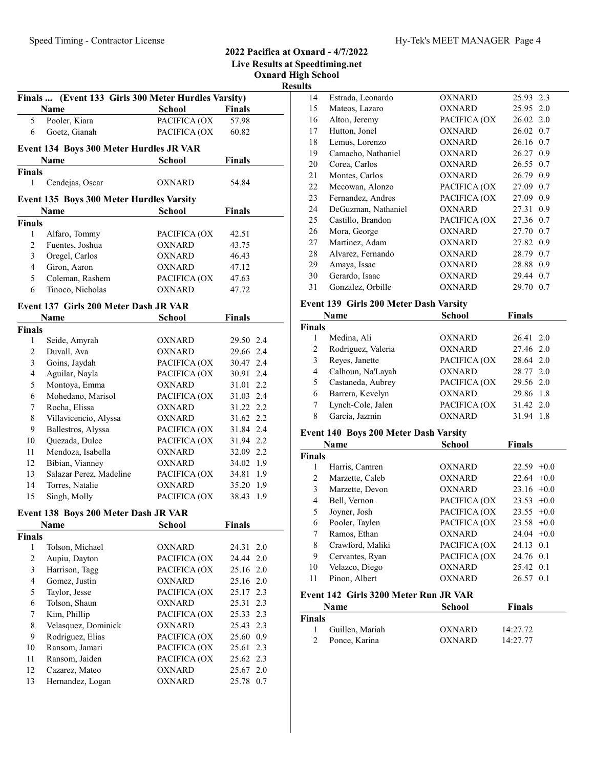## 2022 Pacifica at Oxnard - 4/7/2022
### Live Results at Speedtiming.net
### Oxnard High School
### Results

### Finals ... (Event 133 Girls 300 Meter Hurdles Varsity)

| | Name | School | Finals |
|---|---|---|---|
| 5 | Pooler, Kiara | PACIFICA (OX | 57.98 |
| 6 | Goetz, Gianah | PACIFICA (OX | 60.82 |

### Event 134 Boys 300 Meter Hurdles JR VAR

| | Name | School | Finals |
|---|---|---|---|
| **Finals** | | | |
| 1 | Cendejas, Oscar | OXNARD | 54.84 |

### Event 135 Boys 300 Meter Hurdles Varsity

| | Name | School | Finals |
|---|---|---|---|
| **Finals** | | | |
| 1 | Alfaro, Tommy | PACIFICA (OX | 42.51 |
| 2 | Fuentes, Joshua | OXNARD | 43.75 |
| 3 | Oregel, Carlos | OXNARD | 46.43 |
| 4 | Giron, Aaron | OXNARD | 47.12 |
| 5 | Coleman, Rashem | PACIFICA (OX | 47.63 |
| 6 | Tinoco, Nicholas | OXNARD | 47.72 |

### Event 137 Girls 200 Meter Dash JR VAR

| | Name | School | Finals | |
|---|---|---|---|---|
| **Finals** | | | | |
| 1 | Seide, Amyrah | OXNARD | 29.50 | 2.4 |
| 2 | Duvall, Ava | OXNARD | 29.66 | 2.4 |
| 3 | Goins, Jaydah | PACIFICA (OX | 30.47 | 2.4 |
| 4 | Aguilar, Nayla | PACIFICA (OX | 30.91 | 2.4 |
| 5 | Montoya, Emma | OXNARD | 31.01 | 2.2 |
| 6 | Mohedano, Marisol | PACIFICA (OX | 31.03 | 2.4 |
| 7 | Rocha, Elissa | OXNARD | 31.22 | 2.2 |
| 8 | Villavicencio, Alyssa | OXNARD | 31.62 | 2.2 |
| 9 | Ballestros, Alyssa | PACIFICA (OX | 31.84 | 2.4 |
| 10 | Quezada, Dulce | PACIFICA (OX | 31.94 | 2.2 |
| 11 | Mendoza, Isabella | OXNARD | 32.09 | 2.2 |
| 12 | Bibian, Vianney | OXNARD | 34.02 | 1.9 |
| 13 | Salazar Perez, Madeline | PACIFICA (OX | 34.81 | 1.9 |
| 14 | Torres, Natalie | OXNARD | 35.20 | 1.9 |
| 15 | Singh, Molly | PACIFICA (OX | 38.43 | 1.9 |

### Event 138 Boys 200 Meter Dash JR VAR

| | Name | School | Finals | |
|---|---|---|---|---|
| **Finals** | | | | |
| 1 | Tolson, Michael | OXNARD | 24.31 | 2.0 |
| 2 | Aupiu, Dayton | PACIFICA (OX | 24.44 | 2.0 |
| 3 | Harrison, Tagg | PACIFICA (OX | 25.16 | 2.0 |
| 4 | Gomez, Justin | OXNARD | 25.16 | 2.0 |
| 5 | Taylor, Jesse | PACIFICA (OX | 25.17 | 2.3 |
| 6 | Tolson, Shaun | OXNARD | 25.31 | 2.3 |
| 7 | Kim, Phillip | PACIFICA (OX | 25.33 | 2.3 |
| 8 | Velasquez, Dominick | OXNARD | 25.43 | 2.3 |
| 9 | Rodriguez, Elias | PACIFICA (OX | 25.60 | 0.9 |
| 10 | Ransom, Jamari | PACIFICA (OX | 25.61 | 2.3 |
| 11 | Ransom, Jaiden | PACIFICA (OX | 25.62 | 2.3 |
| 12 | Cazarez, Mateo | OXNARD | 25.67 | 2.0 |
| 13 | Hernandez, Logan | OXNARD | 25.78 | 0.7 |
| 14 | Estrada, Leonardo | OXNARD | 25.93 | 2.3 |
| 15 | Mateos, Lazaro | OXNARD | 25.95 | 2.0 |
| 16 | Alton, Jeremy | PACIFICA (OX | 26.02 | 2.0 |
| 17 | Hutton, Jonel | OXNARD | 26.02 | 0.7 |
| 18 | Lemus, Lorenzo | OXNARD | 26.16 | 0.7 |
| 19 | Camacho, Nathaniel | OXNARD | 26.27 | 0.9 |
| 20 | Corea, Carlos | OXNARD | 26.55 | 0.7 |
| 21 | Montes, Carlos | OXNARD | 26.79 | 0.9 |
| 22 | Mccowan, Alonzo | PACIFICA (OX | 27.09 | 0.7 |
| 23 | Fernandez, Andres | PACIFICA (OX | 27.09 | 0.9 |
| 24 | DeGuzman, Nathaniel | OXNARD | 27.31 | 0.9 |
| 25 | Castillo, Brandon | PACIFICA (OX | 27.36 | 0.7 |
| 26 | Mora, George | OXNARD | 27.70 | 0.7 |
| 27 | Martinez, Adam | OXNARD | 27.82 | 0.9 |
| 28 | Alvarez, Fernando | OXNARD | 28.79 | 0.7 |
| 29 | Amaya, Issac | OXNARD | 28.88 | 0.9 |
| 30 | Gerardo, Isaac | OXNARD | 29.44 | 0.7 |
| 31 | Gonzalez, Orbille | OXNARD | 29.70 | 0.7 |

### Event 139 Girls 200 Meter Dash Varsity

| | Name | School | Finals | |
|---|---|---|---|---|
| **Finals** | | | | |
| 1 | Medina, Ali | OXNARD | 26.41 | 2.0 |
| 2 | Rodriguez, Valeria | OXNARD | 27.46 | 2.0 |
| 3 | Reyes, Janette | PACIFICA (OX | 28.64 | 2.0 |
| 4 | Calhoun, Na'Layah | OXNARD | 28.77 | 2.0 |
| 5 | Castaneda, Aubrey | PACIFICA (OX | 29.56 | 2.0 |
| 6 | Barrera, Kevelyn | OXNARD | 29.86 | 1.8 |
| 7 | Lynch-Cole, Jalen | PACIFICA (OX | 31.42 | 2.0 |
| 8 | Garcia, Jazmin | OXNARD | 31.94 | 1.8 |

### Event 140 Boys 200 Meter Dash Varsity

| | Name | School | Finals | |
|---|---|---|---|---|
| **Finals** | | | | |
| 1 | Harris, Camren | OXNARD | 22.59 | +0.0 |
| 2 | Marzette, Caleb | OXNARD | 22.64 | +0.0 |
| 3 | Marzette, Devon | OXNARD | 23.16 | +0.0 |
| 4 | Bell, Vernon | PACIFICA (OX | 23.53 | +0.0 |
| 5 | Joyner, Josh | PACIFICA (OX | 23.55 | +0.0 |
| 6 | Pooler, Taylen | PACIFICA (OX | 23.58 | +0.0 |
| 7 | Ramos, Ethan | OXNARD | 24.04 | +0.0 |
| 8 | Crawford, Maliki | PACIFICA (OX | 24.13 | 0.1 |
| 9 | Cervantes, Ryan | PACIFICA (OX | 24.76 | 0.1 |
| 10 | Velazco, Diego | OXNARD | 25.42 | 0.1 |
| 11 | Pinon, Albert | OXNARD | 26.57 | 0.1 |

### Event 142 Girls 3200 Meter Run JR VAR

| | Name | School | Finals |
|---|---|---|---|
| **Finals** | | | |
| 1 | Guillen, Mariah | OXNARD | 14:27.72 |
| 2 | Ponce, Karina | OXNARD | 14:27.77 |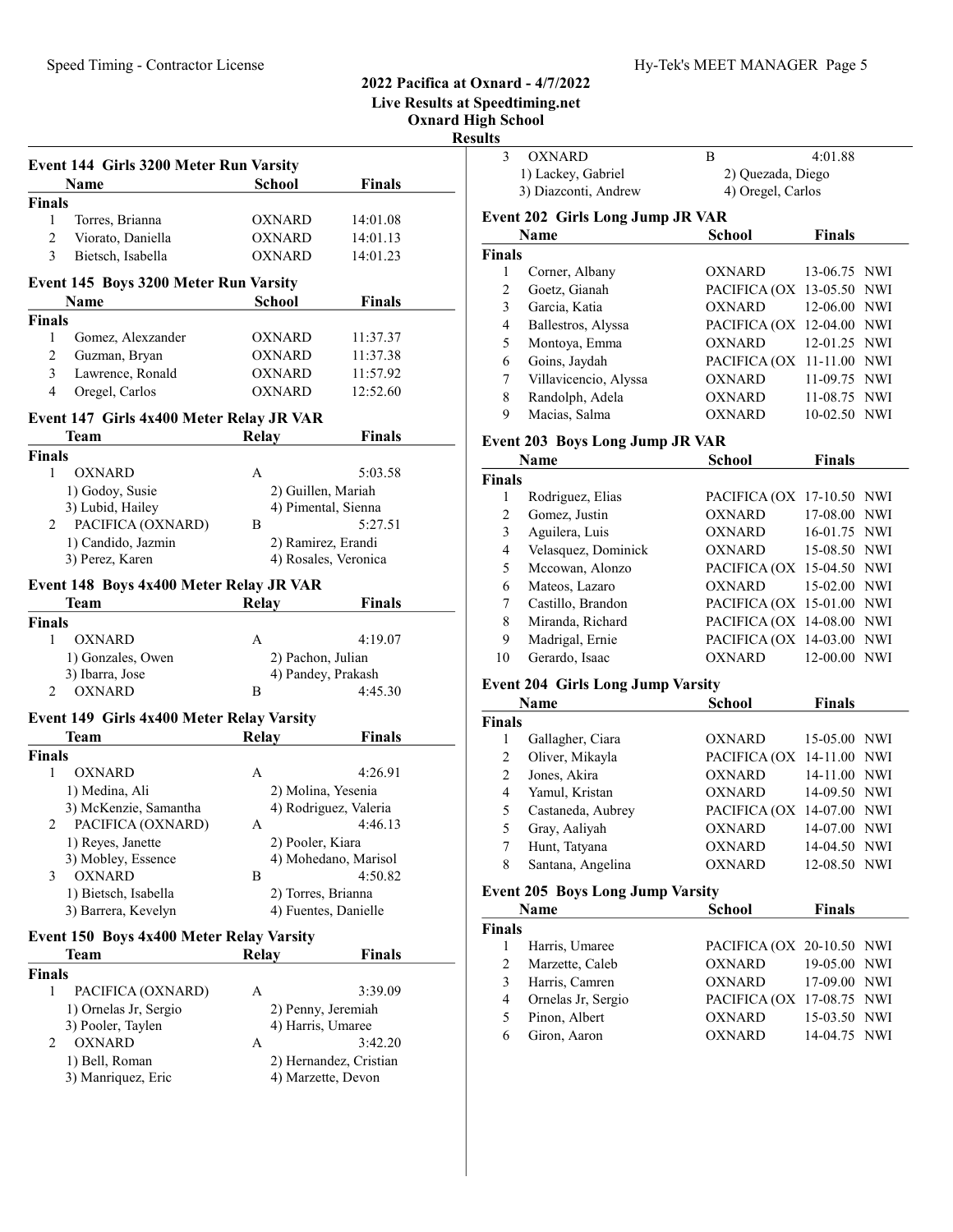## 2022 Pacifica at Oxnard - 4/7/2022
### Live Results at Speedtiming.net
### Oxnard High School
### Results

### Event 144 Girls 3200 Meter Run Varsity

| | Name | School | Finals |
|---|---|---|---|
| **Finals** | | | |
| 1 | Torres, Brianna | OXNARD | 14:01.08 |
| 2 | Viorato, Daniella | OXNARD | 14:01.13 |
| 3 | Bietsch, Isabella | OXNARD | 14:01.23 |

### Event 145 Boys 3200 Meter Run Varsity

| | Name | School | Finals |
|---|---|---|---|
| **Finals** | | | |
| 1 | Gomez, Alexzander | OXNARD | 11:37.37 |
| 2 | Guzman, Bryan | OXNARD | 11:37.38 |
| 3 | Lawrence, Ronald | OXNARD | 11:57.92 |
| 4 | Oregel, Carlos | OXNARD | 12:52.60 |

### Event 147 Girls 4x400 Meter Relay JR VAR

| | Team | Relay | Finals |
|---|---|---|---|
| **Finals** | | | |
| 1 | OXNARD | A | 5:03.58 |
| | 1) Godoy, Susie | 2) Guillen, Mariah | |
| | 3) Lubid, Hailey | 4) Pimental, Sienna | |
| 2 | PACIFICA (OXNARD) | B | 5:27.51 |
| | 1) Candido, Jazmin | 2) Ramirez, Erandi | |
| | 3) Perez, Karen | 4) Rosales, Veronica | |

### Event 148 Boys 4x400 Meter Relay JR VAR

| | Team | Relay | Finals |
|---|---|---|---|
| **Finals** | | | |
| 1 | OXNARD | A | 4:19.07 |
| | 1) Gonzales, Owen | 2) Pachon, Julian | |
| | 3) Ibarra, Jose | 4) Pandey, Prakash | |
| 2 | OXNARD | B | 4:45.30 |

### Event 149 Girls 4x400 Meter Relay Varsity

| | Team | Relay | Finals |
|---|---|---|---|
| **Finals** | | | |
| 1 | OXNARD | A | 4:26.91 |
| | 1) Medina, Ali | 2) Molina, Yesenia | |
| | 3) McKenzie, Samantha | 4) Rodriguez, Valeria | |
| 2 | PACIFICA (OXNARD) | A | 4:46.13 |
| | 1) Reyes, Janette | 2) Pooler, Kiara | |
| | 3) Mobley, Essence | 4) Mohedano, Marisol | |
| 3 | OXNARD | B | 4:50.82 |
| | 1) Bietsch, Isabella | 2) Torres, Brianna | |
| | 3) Barrera, Kevelyn | 4) Fuentes, Danielle | |

### Event 150 Boys 4x400 Meter Relay Varsity

| | Team | Relay | Finals |
|---|---|---|---|
| **Finals** | | | |
| 1 | PACIFICA (OXNARD) | A | 3:39.09 |
| | 1) Ornelas Jr, Sergio | 2) Penny, Jeremiah | |
| | 3) Pooler, Taylen | 4) Harris, Umaree | |
| 2 | OXNARD | A | 3:42.20 |
| | 1) Bell, Roman | 2) Hernandez, Cristian | |
| | 3) Manriquez, Eric | 4) Marzette, Devon | |
| 3 | OXNARD | B | 4:01.88 |
| | 1) Lackey, Gabriel | 2) Quezada, Diego | |
| | 3) Diazconti, Andrew | 4) Oregel, Carlos | |

### Event 202 Girls Long Jump JR VAR

| | Name | School | Finals | |
|---|---|---|---|---|
| **Finals** | | | | |
| 1 | Corner, Albany | OXNARD | 13-06.75 | NWI |
| 2 | Goetz, Gianah | PACIFICA (OX | 13-05.50 | NWI |
| 3 | Garcia, Katia | OXNARD | 12-06.00 | NWI |
| 4 | Ballestros, Alyssa | PACIFICA (OX | 12-04.00 | NWI |
| 5 | Montoya, Emma | OXNARD | 12-01.25 | NWI |
| 6 | Goins, Jaydah | PACIFICA (OX | 11-11.00 | NWI |
| 7 | Villavicencio, Alyssa | OXNARD | 11-09.75 | NWI |
| 8 | Randolph, Adela | OXNARD | 11-08.75 | NWI |
| 9 | Macias, Salma | OXNARD | 10-02.50 | NWI |

### Event 203 Boys Long Jump JR VAR

| | Name | School | Finals | |
|---|---|---|---|---|
| **Finals** | | | | |
| 1 | Rodriguez, Elias | PACIFICA (OX | 17-10.50 | NWI |
| 2 | Gomez, Justin | OXNARD | 17-08.00 | NWI |
| 3 | Aguilera, Luis | OXNARD | 16-01.75 | NWI |
| 4 | Velasquez, Dominick | OXNARD | 15-08.50 | NWI |
| 5 | Mccowan, Alonzo | PACIFICA (OX | 15-04.50 | NWI |
| 6 | Mateos, Lazaro | OXNARD | 15-02.00 | NWI |
| 7 | Castillo, Brandon | PACIFICA (OX | 15-01.00 | NWI |
| 8 | Miranda, Richard | PACIFICA (OX | 14-08.00 | NWI |
| 9 | Madrigal, Ernie | PACIFICA (OX | 14-03.00 | NWI |
| 10 | Gerardo, Isaac | OXNARD | 12-00.00 | NWI |

### Event 204 Girls Long Jump Varsity

| | Name | School | Finals | |
|---|---|---|---|---|
| **Finals** | | | | |
| 1 | Gallagher, Ciara | OXNARD | 15-05.00 | NWI |
| 2 | Oliver, Mikayla | PACIFICA (OX | 14-11.00 | NWI |
| 2 | Jones, Akira | OXNARD | 14-11.00 | NWI |
| 4 | Yamul, Kristan | OXNARD | 14-09.50 | NWI |
| 5 | Castaneda, Aubrey | PACIFICA (OX | 14-07.00 | NWI |
| 5 | Gray, Aaliyah | OXNARD | 14-07.00 | NWI |
| 7 | Hunt, Tatyana | OXNARD | 14-04.50 | NWI |
| 8 | Santana, Angelina | OXNARD | 12-08.50 | NWI |

### Event 205 Boys Long Jump Varsity

| | Name | School | Finals | |
|---|---|---|---|---|
| **Finals** | | | | |
| 1 | Harris, Umaree | PACIFICA (OX | 20-10.50 | NWI |
| 2 | Marzette, Caleb | OXNARD | 19-05.00 | NWI |
| 3 | Harris, Camren | OXNARD | 17-09.00 | NWI |
| 4 | Ornelas Jr, Sergio | PACIFICA (OX | 17-08.75 | NWI |
| 5 | Pinon, Albert | OXNARD | 15-03.50 | NWI |
| 6 | Giron, Aaron | OXNARD | 14-04.75 | NWI |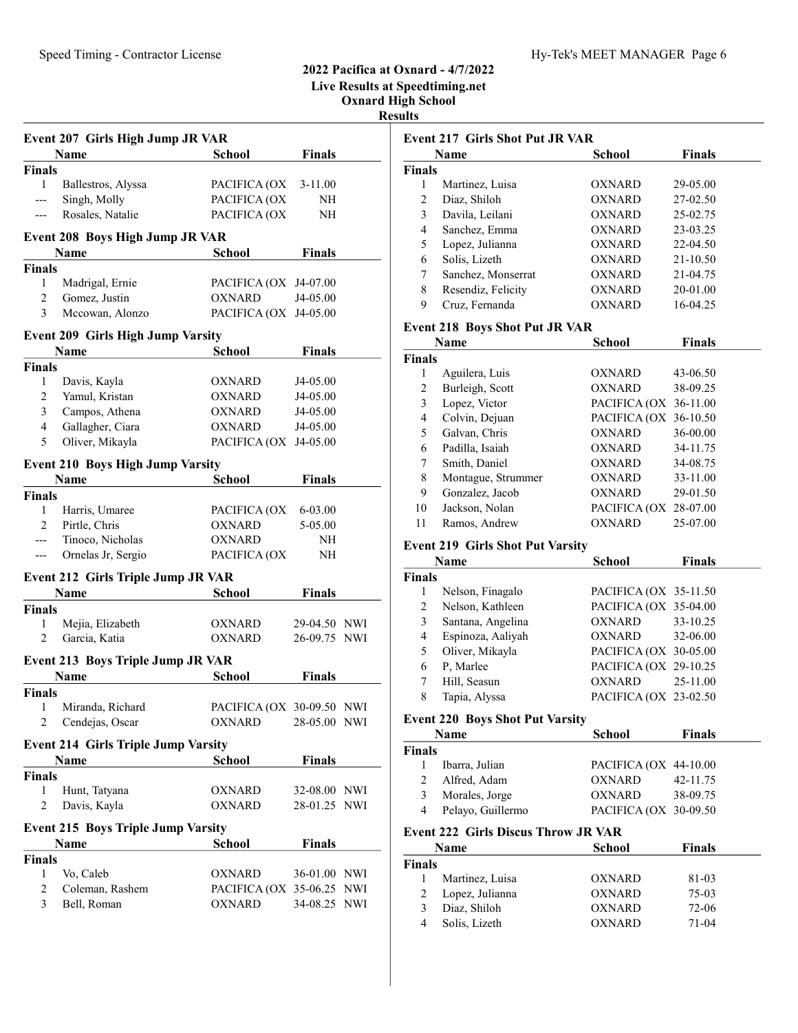# 2022 Pacifica at Oxnard - 4/7/2022
## Live Results at Speedtiming.net
## Oxnard High School
## Results

### Event 207 Girls High Jump JR VAR

| | Name | School | Finals |
|---|---|---|---|
| **Finals** | | | |
| 1 | Ballestros, Alyssa | PACIFICA (OX | 3-11.00 |
| --- | Singh, Molly | PACIFICA (OX | NH |
| --- | Rosales, Natalie | PACIFICA (OX | NH |

### Event 208 Boys High Jump JR VAR

| | Name | School | Finals |
|---|---|---|---|
| **Finals** | | | |
| 1 | Madrigal, Ernie | PACIFICA (OX | J4-07.00 |
| 2 | Gomez, Justin | OXNARD | J4-05.00 |
| 3 | Mccowan, Alonzo | PACIFICA (OX | J4-05.00 |

### Event 209 Girls High Jump Varsity

| | Name | School | Finals |
|---|---|---|---|
| **Finals** | | | |
| 1 | Davis, Kayla | OXNARD | J4-05.00 |
| 2 | Yamul, Kristan | OXNARD | J4-05.00 |
| 3 | Campos, Athena | OXNARD | J4-05.00 |
| 4 | Gallagher, Ciara | OXNARD | J4-05.00 |
| 5 | Oliver, Mikayla | PACIFICA (OX | J4-05.00 |

### Event 210 Boys High Jump Varsity

| | Name | School | Finals |
|---|---|---|---|
| **Finals** | | | |
| 1 | Harris, Umaree | PACIFICA (OX | 6-03.00 |
| 2 | Pirtle, Chris | OXNARD | 5-05.00 |
| --- | Tinoco, Nicholas | OXNARD | NH |
| --- | Ornelas Jr, Sergio | PACIFICA (OX | NH |

### Event 212 Girls Triple Jump JR VAR

| | Name | School | Finals | |
|---|---|---|---|---|
| **Finals** | | | | |
| 1 | Mejia, Elizabeth | OXNARD | 29-04.50 | NWI |
| 2 | Garcia, Katia | OXNARD | 26-09.75 | NWI |

### Event 213 Boys Triple Jump JR VAR

| | Name | School | Finals | |
|---|---|---|---|---|
| **Finals** | | | | |
| 1 | Miranda, Richard | PACIFICA (OX | 30-09.50 | NWI |
| 2 | Cendejas, Oscar | OXNARD | 28-05.00 | NWI |

### Event 214 Girls Triple Jump Varsity

| | Name | School | Finals | |
|---|---|---|---|---|
| **Finals** | | | | |
| 1 | Hunt, Tatyana | OXNARD | 32-08.00 | NWI |
| 2 | Davis, Kayla | OXNARD | 28-01.25 | NWI |

### Event 215 Boys Triple Jump Varsity

| | Name | School | Finals | |
|---|---|---|---|---|
| **Finals** | | | | |
| 1 | Vo, Caleb | OXNARD | 36-01.00 | NWI |
| 2 | Coleman, Rashem | PACIFICA (OX | 35-06.25 | NWI |
| 3 | Bell, Roman | OXNARD | 34-08.25 | NWI |

### Event 217 Girls Shot Put JR VAR

| | Name | School | Finals |
|---|---|---|---|
| **Finals** | | | |
| 1 | Martinez, Luisa | OXNARD | 29-05.00 |
| 2 | Diaz, Shiloh | OXNARD | 27-02.50 |
| 3 | Davila, Leilani | OXNARD | 25-02.75 |
| 4 | Sanchez, Emma | OXNARD | 23-03.25 |
| 5 | Lopez, Julianna | OXNARD | 22-04.50 |
| 6 | Solis, Lizeth | OXNARD | 21-10.50 |
| 7 | Sanchez, Monserrat | OXNARD | 21-04.75 |
| 8 | Resendiz, Felicity | OXNARD | 20-01.00 |
| 9 | Cruz, Fernanda | OXNARD | 16-04.25 |

### Event 218 Boys Shot Put JR VAR

| | Name | School | Finals |
|---|---|---|---|
| **Finals** | | | |
| 1 | Aguilera, Luis | OXNARD | 43-06.50 |
| 2 | Burleigh, Scott | OXNARD | 38-09.25 |
| 3 | Lopez, Victor | PACIFICA (OX | 36-11.00 |
| 4 | Colvin, Dejuan | PACIFICA (OX | 36-10.50 |
| 5 | Galvan, Chris | OXNARD | 36-00.00 |
| 6 | Padilla, Isaiah | OXNARD | 34-11.75 |
| 7 | Smith, Daniel | OXNARD | 34-08.75 |
| 8 | Montague, Strummer | OXNARD | 33-11.00 |
| 9 | Gonzalez, Jacob | OXNARD | 29-01.50 |
| 10 | Jackson, Nolan | PACIFICA (OX | 28-07.00 |
| 11 | Ramos, Andrew | OXNARD | 25-07.00 |

### Event 219 Girls Shot Put Varsity

| | Name | School | Finals |
|---|---|---|---|
| **Finals** | | | |
| 1 | Nelson, Finagalo | PACIFICA (OX | 35-11.50 |
| 2 | Nelson, Kathleen | PACIFICA (OX | 35-04.00 |
| 3 | Santana, Angelina | OXNARD | 33-10.25 |
| 4 | Espinoza, Aaliyah | OXNARD | 32-06.00 |
| 5 | Oliver, Mikayla | PACIFICA (OX | 30-05.00 |
| 6 | P, Marlee | PACIFICA (OX | 29-10.25 |
| 7 | Hill, Seasun | OXNARD | 25-11.00 |
| 8 | Tapia, Alyssa | PACIFICA (OX | 23-02.50 |

### Event 220 Boys Shot Put Varsity

| | Name | School | Finals |
|---|---|---|---|
| **Finals** | | | |
| 1 | Ibarra, Julian | PACIFICA (OX | 44-10.00 |
| 2 | Alfred, Adam | OXNARD | 42-11.75 |
| 3 | Morales, Jorge | OXNARD | 38-09.75 |
| 4 | Pelayo, Guillermo | PACIFICA (OX | 30-09.50 |

### Event 222 Girls Discus Throw JR VAR

| | Name | School | Finals |
|---|---|---|---|
| **Finals** | | | |
| 1 | Martinez, Luisa | OXNARD | 81-03 |
| 2 | Lopez, Julianna | OXNARD | 75-03 |
| 3 | Diaz, Shiloh | OXNARD | 72-06 |
| 4 | Solis, Lizeth | OXNARD | 71-04 |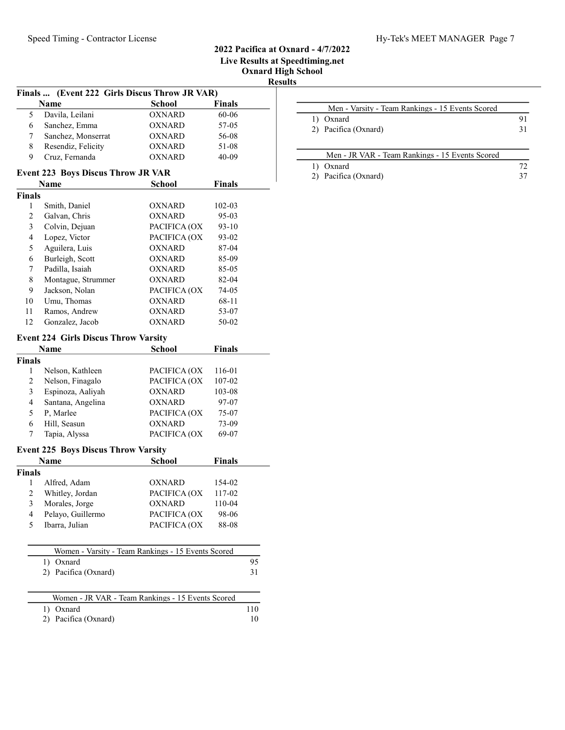## 2022 Pacifica at Oxnard - 4/7/2022

**Live Results at Speedtiming.net**

**Oxnard High School**

**Results**

### Finals ... (Event 222 Girls Discus Throw JR VAR)

| | Name | School | Finals |
|---|---|---|---|
| 5 | Davila, Leilani | OXNARD | 60-06 |
| 6 | Sanchez, Emma | OXNARD | 57-05 |
| 7 | Sanchez, Monserrat | OXNARD | 56-08 |
| 8 | Resendiz, Felicity | OXNARD | 51-08 |
| 9 | Cruz, Fernanda | OXNARD | 40-09 |

### Event 223 Boys Discus Throw JR VAR

**Finals**

| | Name | School | Finals |
|---|---|---|---|
| 1 | Smith, Daniel | OXNARD | 102-03 |
| 2 | Galvan, Chris | OXNARD | 95-03 |
| 3 | Colvin, Dejuan | PACIFICA (OX | 93-10 |
| 4 | Lopez, Victor | PACIFICA (OX | 93-02 |
| 5 | Aguilera, Luis | OXNARD | 87-04 |
| 6 | Burleigh, Scott | OXNARD | 85-09 |
| 7 | Padilla, Isaiah | OXNARD | 85-05 |
| 8 | Montague, Strummer | OXNARD | 82-04 |
| 9 | Jackson, Nolan | PACIFICA (OX | 74-05 |
| 10 | Umu, Thomas | OXNARD | 68-11 |
| 11 | Ramos, Andrew | OXNARD | 53-07 |
| 12 | Gonzalez, Jacob | OXNARD | 50-02 |

### Event 224 Girls Discus Throw Varsity

**Finals**

| | Name | School | Finals |
|---|---|---|---|
| 1 | Nelson, Kathleen | PACIFICA (OX | 116-01 |
| 2 | Nelson, Finagalo | PACIFICA (OX | 107-02 |
| 3 | Espinoza, Aaliyah | OXNARD | 103-08 |
| 4 | Santana, Angelina | OXNARD | 97-07 |
| 5 | P, Marlee | PACIFICA (OX | 75-07 |
| 6 | Hill, Seasun | OXNARD | 73-09 |
| 7 | Tapia, Alyssa | PACIFICA (OX | 69-07 |

### Event 225 Boys Discus Throw Varsity

**Finals**

| | Name | School | Finals |
|---|---|---|---|
| 1 | Alfred, Adam | OXNARD | 154-02 |
| 2 | Whitley, Jordan | PACIFICA (OX | 117-02 |
| 3 | Morales, Jorge | OXNARD | 110-04 |
| 4 | Pelayo, Guillermo | PACIFICA (OX | 98-06 |
| 5 | Ibarra, Julian | PACIFICA (OX | 88-08 |

| Women - Varsity - Team Rankings - 15 Events Scored | |
|---|---|
| 1) Oxnard | 95 |
| 2) Pacifica (Oxnard) | 31 |

| Women - JR VAR - Team Rankings - 15 Events Scored | |
|---|---|
| 1) Oxnard | 110 |
| 2) Pacifica (Oxnard) | 10 |

| Men - Varsity - Team Rankings - 15 Events Scored | |
|---|---|
| 1) Oxnard | 91 |
| 2) Pacifica (Oxnard) | 31 |

| Men - JR VAR - Team Rankings - 15 Events Scored | |
|---|---|
| 1) Oxnard | 72 |
| 2) Pacifica (Oxnard) | 37 |